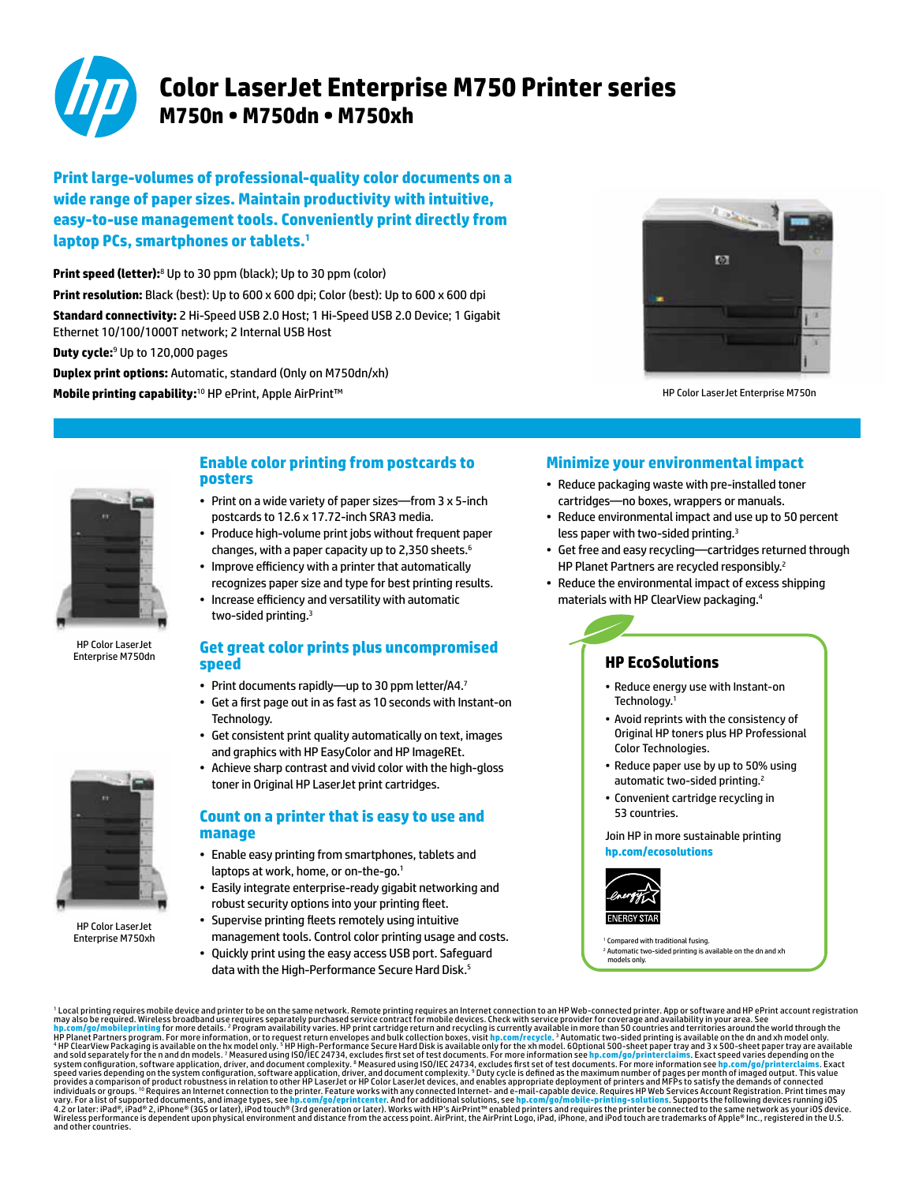# Color LaserJet Enterprise M750 Printer series

## M750n • M750dn • M750xh

**Print large-volumes of professional-quality color documents on a wide range of paper sizes. Maintain productivity with intuitive, easy-to-use management tools. Conveniently print directly from laptop PCs, smartphones or tablets.[1]**

**Print speed (letter):**[8] Up to 30 ppm (black); Up to 30 ppm (color)

**Print resolution:** Black (best): Up to 600 x 600 dpi; Color (best): Up to 600 x 600 dpi

**Standard connectivity:** 2 Hi-Speed USB 2.0 Host; 1 Hi-Speed USB 2.0 Device; 1 Gigabit Ethernet 10/100/1000T network; 2 Internal USB Host

**Duty cycle:**[9] Up to 120,000 pages

**Duplex print options:** Automatic, standard (Only on M750dn/xh)

**Mobile printing capability:**[10] HP ePrint, Apple AirPrint™

HP Color LaserJet Enterprise M750n

HP Color LaserJet Enterprise M750dn

HP Color LaserJet Enterprise M750xh

### Enable color printing from postcards to posters

- Print on a wide variety of paper sizes—from 3 x 5-inch postcards to 12.6 x 17.72-inch SRA3 media.
- Produce high-volume print jobs without frequent paper changes, with a paper capacity up to 2,350 sheets.[6]
- Improve efficiency with a printer that automatically recognizes paper size and type for best printing results.
- Increase efficiency and versatility with automatic two-sided printing.[3]

### Get great color prints plus uncompromised speed

- Print documents rapidly—up to 30 ppm letter/A4.[7]
- Get a first page out in as fast as 10 seconds with Instant-on Technology.
- Get consistent print quality automatically on text, images and graphics with HP EasyColor and HP ImageREt.
- Achieve sharp contrast and vivid color with the high-gloss toner in Original HP LaserJet print cartridges.

### Count on a printer that is easy to use and manage

- Enable easy printing from smartphones, tablets and laptops at work, home, or on-the-go.[1]
- Easily integrate enterprise-ready gigabit networking and robust security options into your printing fleet.
- Supervise printing fleets remotely using intuitive management tools. Control color printing usage and costs.
- Quickly print using the easy access USB port. Safeguard data with the High-Performance Secure Hard Disk.[5]

### Minimize your environmental impact

- Reduce packaging waste with pre-installed toner cartridges—no boxes, wrappers or manuals.
- Reduce environmental impact and use up to 50 percent less paper with two-sided printing.[3]
- Get free and easy recycling—cartridges returned through HP Planet Partners are recycled responsibly.[2]
- Reduce the environmental impact of excess shipping materials with HP ClearView packaging.[4]

### HP EcoSolutions

- Reduce energy use with Instant-on Technology.[1]
- Avoid reprints with the consistency of Original HP toners plus HP Professional Color Technologies.
- Reduce paper use by up to 50% using automatic two-sided printing.[2]
- Convenient cartridge recycling in 53 countries.

Join HP in more sustainable printing
**hp.com/ecosolutions**

ENERGY STAR

[1] Compared with traditional fusing.
[2] Automatic two-sided printing is available on the dn and xh models only.

[1] Local printing requires mobile device and printer to be on the same network. Remote printing requires an Internet connection to an HP Web-connected printer. App or software and HP ePrint account registration may also be required. Wireless broadband use requires separately purchased service contract for mobile devices. Check with service provider for coverage and availability in your area. See **hp.com/go/mobileprinting** for more details. [2] Program availability varies. HP print cartridge return and recycling is currently available in more than 50 countries and territories around the world through the HP Planet Partners program. For more information, or to request return envelopes and bulk collection boxes, visit **hp.com/recycle**. [3] Automatic two-sided printing is available on the dn and xh models only. [4] HP ClearView Packaging is available on the hx model only. [5] HP High-Performance Secure Hard Disk is available only for the xh model. 6Optional 500-sheet paper tray and 3 x 500-sheet paper tray are available and sold separately for the n and dn models. [7] Measured using ISO/IEC 24734, excludes first set of test documents. For more information see **hp.com/go/printerclaims**. Exact speed varies depending on the system configuration, software application, driver, and document complexity. [8] Measured using ISO/IEC 24734, excludes first set of test documents. For more information see **hp.com/go/printerclaims**. Exact speed varies depending on the system configuration, software application, driver, and document complexity. [9] Duty cycle is defined as the maximum number of pages per month of imaged output. This value provides a comparison of product robustness in relation to other HP LaserJet or HP Color LaserJet devices, and enables appropriate deployment of printers and MFPs to satisfy the demands of connected individuals or groups. [10] Requires an Internet connection to the printer. Feature works with any connected Internet- and e-mail-capable device. Requires HP Web Services Account Registration. Print times may vary. For a list of supported documents, and image types, see **hp.com/go/eprintcenter**. And for additional solutions, see **hp.com/go/mobile-printing-solutions**. Supports the following devices running iOS 4.2 or later: iPad®, iPad® 2, iPhone® (3GS or later), iPod touch® (3rd generation or later). Works with HP's AirPrint™ enabled printers and requires the printer be connected to the same network as your iOS device. Wireless performance is dependent upon physical environment and distance from the access point. AirPrint, the AirPrint Logo, iPad, iPhone, and iPod touch are trademarks of Apple® Inc., registered in the U.S. and other countries.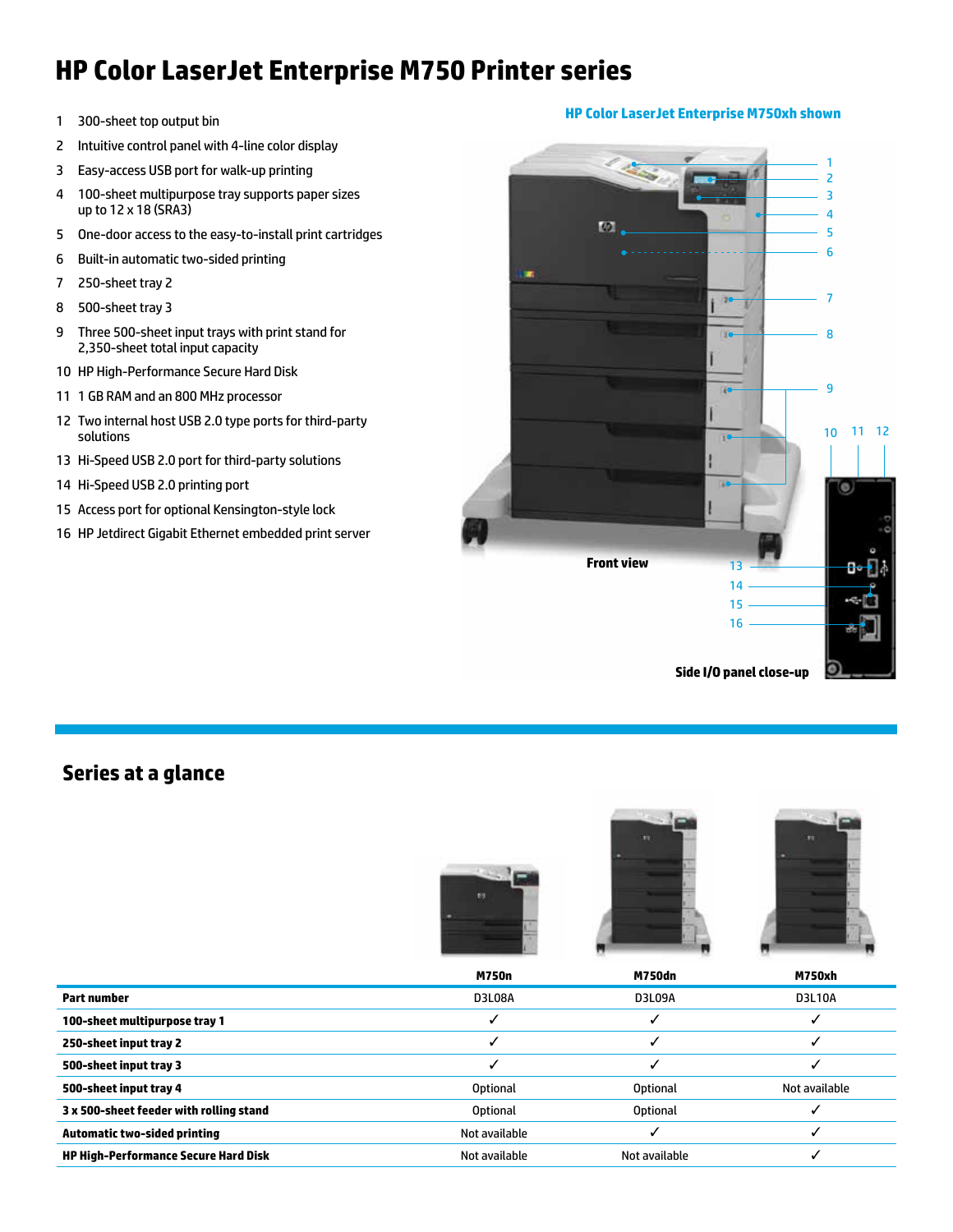# HP Color LaserJet Enterprise M750 Printer series

1. 300-sheet top output bin
2. Intuitive control panel with 4-line color display
3. Easy-access USB port for walk-up printing
4. 100-sheet multipurpose tray supports paper sizes up to 12 x 18 (SRA3)
5. One-door access to the easy-to-install print cartridges
6. Built-in automatic two-sided printing
7. 250-sheet tray 2
8. 500-sheet tray 3
9. Three 500-sheet input trays with print stand for 2,350-sheet total input capacity
10. HP High-Performance Secure Hard Disk
11. 1 GB RAM and an 800 MHz processor
12. Two internal host USB 2.0 type ports for third-party solutions
13. Hi-Speed USB 2.0 port for third-party solutions
14. Hi-Speed USB 2.0 printing port
15. Access port for optional Kensington-style lock
16. HP Jetdirect Gigabit Ethernet embedded print server

**HP Color LaserJet Enterprise M750xh shown**

Front view

Side I/O panel close-up

## Series at a glance

| | M750n | M750dn | M750xh |
|---|---|---|---|
| **Part number** | D3L08A | D3L09A | D3L10A |
| **100-sheet multipurpose tray 1** | ✓ | ✓ | ✓ |
| **250-sheet input tray 2** | ✓ | ✓ | ✓ |
| **500-sheet input tray 3** | ✓ | ✓ | ✓ |
| **500-sheet input tray 4** | Optional | Optional | Not available |
| **3 x 500-sheet feeder with rolling stand** | Optional | Optional | ✓ |
| **Automatic two-sided printing** | Not available | ✓ | ✓ |
| **HP High-Performance Secure Hard Disk** | Not available | Not available | ✓ |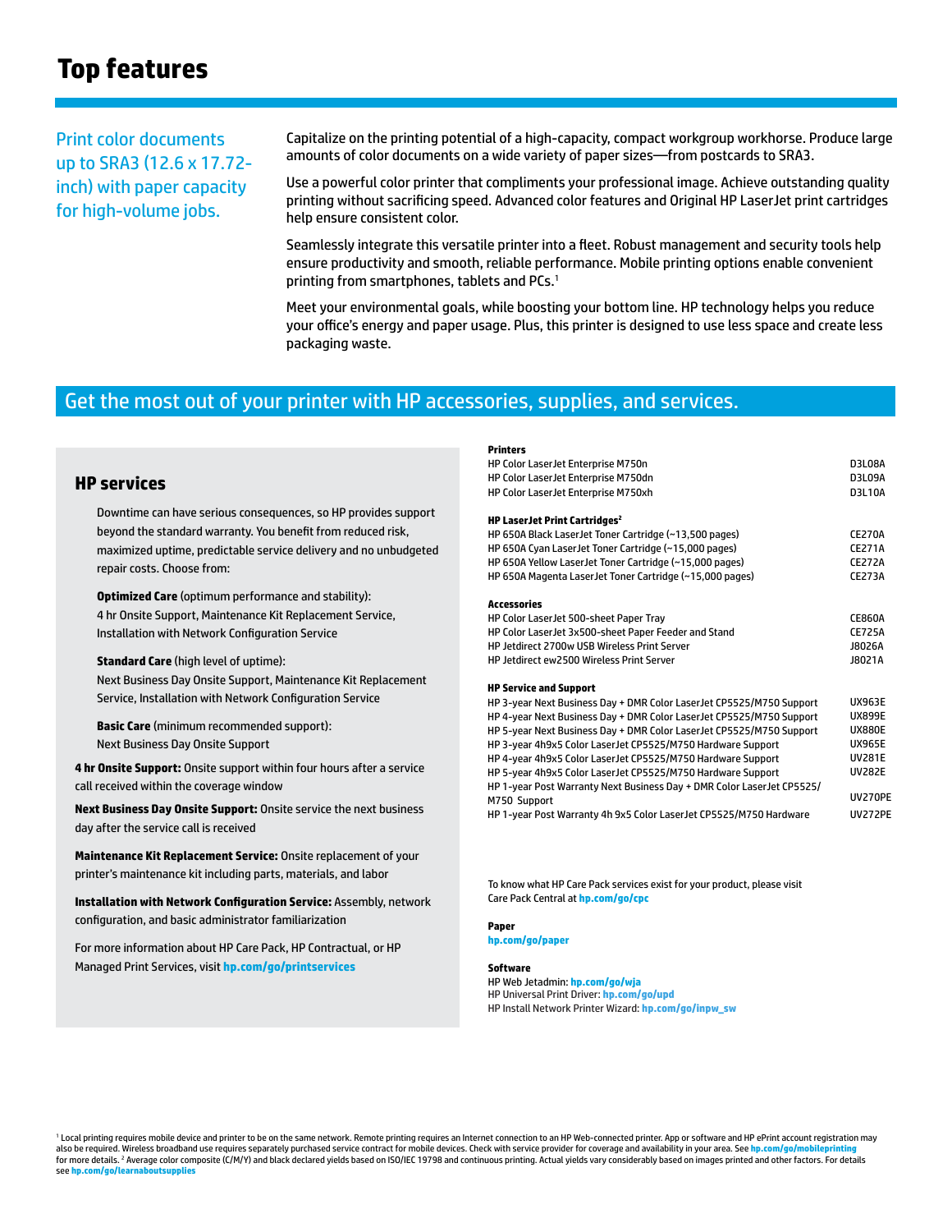# Top features

## Print color documents up to SRA3 (12.6 x 17.72-inch) with paper capacity for high-volume jobs.

Capitalize on the printing potential of a high-capacity, compact workgroup workhorse. Produce large amounts of color documents on a wide variety of paper sizes—from postcards to SRA3.

Use a powerful color printer that compliments your professional image. Achieve outstanding quality printing without sacrificing speed. Advanced color features and Original HP LaserJet print cartridges help ensure consistent color.

Seamlessly integrate this versatile printer into a fleet. Robust management and security tools help ensure productivity and smooth, reliable performance. Mobile printing options enable convenient printing from smartphones, tablets and PCs.[1]

Meet your environmental goals, while boosting your bottom line. HP technology helps you reduce your office's energy and paper usage. Plus, this printer is designed to use less space and create less packaging waste.

## Get the most out of your printer with HP accessories, supplies, and services.

### HP services

Downtime can have serious consequences, so HP provides support beyond the standard warranty. You benefit from reduced risk, maximized uptime, predictable service delivery and no unbudgeted repair costs. Choose from:

**Optimized Care** (optimum performance and stability):
4 hr Onsite Support, Maintenance Kit Replacement Service, Installation with Network Configuration Service

**Standard Care** (high level of uptime):
Next Business Day Onsite Support, Maintenance Kit Replacement Service, Installation with Network Configuration Service

**Basic Care** (minimum recommended support):
Next Business Day Onsite Support

**4 hr Onsite Support:** Onsite support within four hours after a service call received within the coverage window

**Next Business Day Onsite Support:** Onsite service the next business day after the service call is received

**Maintenance Kit Replacement Service:** Onsite replacement of your printer's maintenance kit including parts, materials, and labor

**Installation with Network Configuration Service:** Assembly, network configuration, and basic administrator familiarization

For more information about HP Care Pack, HP Contractual, or HP Managed Print Services, visit **hp.com/go/printservices**

| **Printers** | |
|---|---|
| HP Color LaserJet Enterprise M750n | D3L08A |
| HP Color LaserJet Enterprise M750dn | D3L09A |
| HP Color LaserJet Enterprise M750xh | D3L10A |
| **HP LaserJet Print Cartridges[2]** | |
| HP 650A Black LaserJet Toner Cartridge (~13,500 pages) | CE270A |
| HP 650A Cyan LaserJet Toner Cartridge (~15,000 pages) | CE271A |
| HP 650A Yellow LaserJet Toner Cartridge (~15,000 pages) | CE272A |
| HP 650A Magenta LaserJet Toner Cartridge (~15,000 pages) | CE273A |
| **Accessories** | |
| HP Color LaserJet 500-sheet Paper Tray | CE860A |
| HP Color LaserJet 3x500-sheet Paper Feeder and Stand | CE725A |
| HP Jetdirect 2700w USB Wireless Print Server | J8026A |
| HP Jetdirect ew2500 Wireless Print Server | J8021A |
| **HP Service and Support** | |
| HP 3-year Next Business Day + DMR Color LaserJet CP5525/M750 Support | UX963E |
| HP 4-year Next Business Day + DMR Color LaserJet CP5525/M750 Support | UX899E |
| HP 5-year Next Business Day + DMR Color LaserJet CP5525/M750 Support | UX880E |
| HP 3-year 4h9x5 Color LaserJet CP5525/M750 Hardware Support | UX965E |
| HP 4-year 4h9x5 Color LaserJet CP5525/M750 Hardware Support | UV281E |
| HP 5-year 4h9x5 Color LaserJet CP5525/M750 Hardware Support | UV282E |
| HP 1-year Post Warranty Next Business Day + DMR Color LaserJet CP5525/M750 Support | UV270PE |
| HP 1-year Post Warranty 4h 9x5 Color LaserJet CP5525/M750 Hardware | UV272PE |

To know what HP Care Pack services exist for your product, please visit Care Pack Central at **hp.com/go/cpc**

**Paper**
**hp.com/go/paper**

**Software**
HP Web Jetadmin: **hp.com/go/wja**
HP Universal Print Driver: **hp.com/go/upd**
HP Install Network Printer Wizard: **hp.com/go/inpw_sw**

[1] Local printing requires mobile device and printer to be on the same network. Remote printing requires an Internet connection to an HP Web-connected printer. App or software and HP ePrint account registration may also be required. Wireless broadband use requires separately purchased service contract for mobile devices. Check with service provider for coverage and availability in your area. See **hp.com/go/mobileprinting** for more details. [2] Average color composite (C/M/Y) and black declared yields based on ISO/IEC 19798 and continuous printing. Actual yields vary considerably based on images printed and other factors. For details see **hp.com/go/learnaboutsupplies**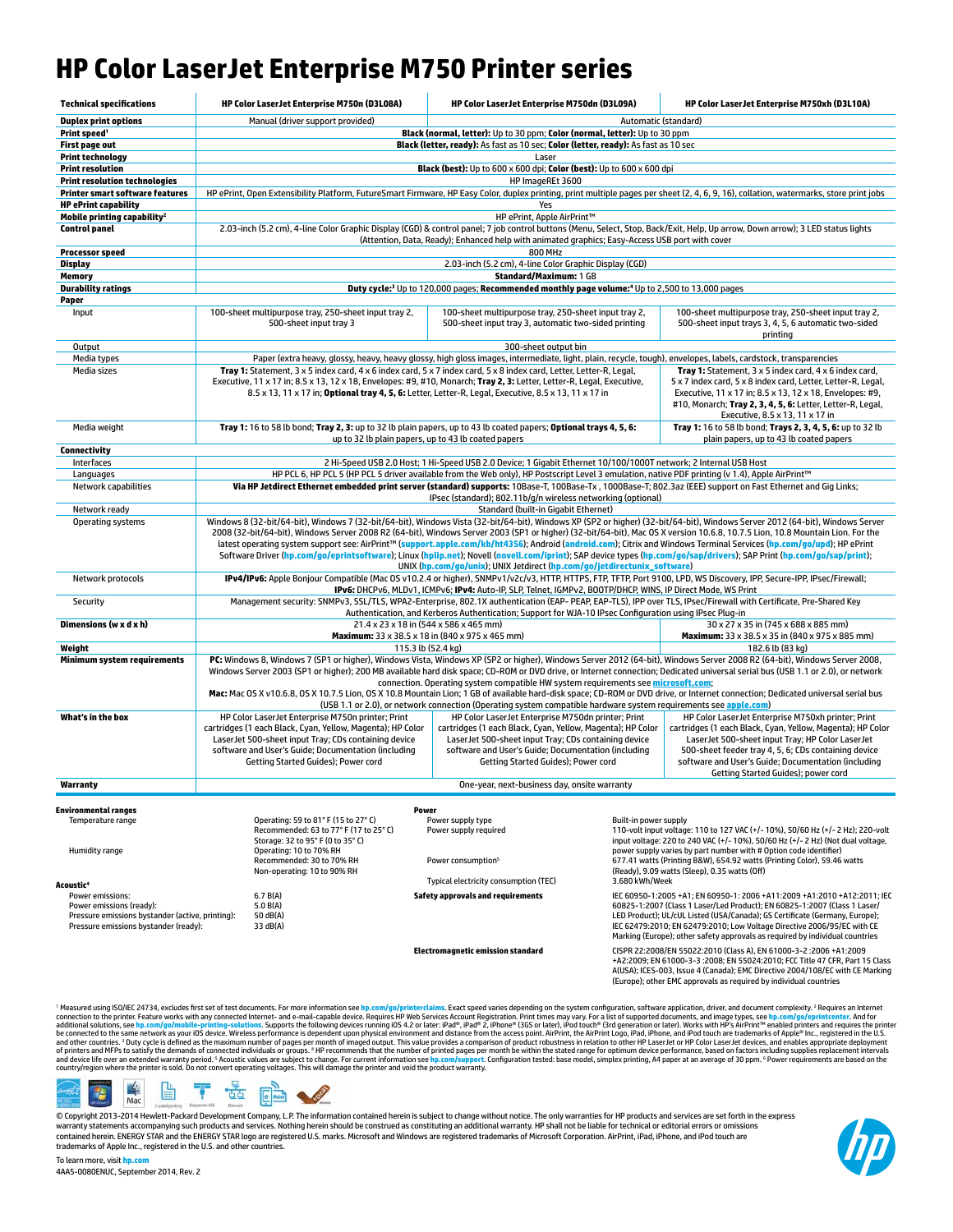# HP Color LaserJet Enterprise M750 Printer series

| Technical specifications | HP Color LaserJet Enterprise M750n (D3L08A) | HP Color LaserJet Enterprise M750dn (D3L09A) | HP Color LaserJet Enterprise M750xh (D3L10A) |
|---|---|---|---|
| **Duplex print options** | Manual (driver support provided) | Automatic (standard) | |
| **Print speed**[1] | **Black (normal, letter):** Up to 30 ppm; **Color (normal, letter):** Up to 30 ppm | | |
| **First page out** | **Black (letter, ready):** As fast as 10 sec; **Color (letter, ready):** As fast as 10 sec | | |
| **Print technology** | Laser | | |
| **Print resolution** | **Black (best):** Up to 600 x 600 dpi; **Color (best):** Up to 600 x 600 dpi | | |
| **Print resolution technologies** | HP ImageREt 3600 | | |
| **Printer smart software features** | HP ePrint, Open Extensibility Platform, FutureSmart Firmware, HP Easy Color, duplex printing, print multiple pages per sheet (2, 4, 6, 9, 16), collation, watermarks, store print jobs | | |
| **HP ePrint capability** | Yes | | |
| **Mobile printing capability**[2] | HP ePrint, Apple AirPrint™ | | |
| **Control panel** | 2.03-inch (5.2 cm), 4-line Color Graphic Display (CGD) & control panel; 7 job control buttons (Menu, Select, Stop, Back/Exit, Help, Up arrow, Down arrow); 3 LED status lights (Attention, Data, Ready); Enhanced help with animated graphics; Easy-Access USB port with cover | | |
| **Processor speed** | 800 MHz | | |
| **Display** | 2.03-inch (5.2 cm), 4-line Color Graphic Display (CGD) | | |
| **Memory** | **Standard/Maximum:** 1 GB | | |
| **Durability ratings** | **Duty cycle:**[3] Up to 120,000 pages; **Recommended monthly page volume:**[4] Up to 2,500 to 13,000 pages | | |
| **Paper** | | | |
| Input | 100-sheet multipurpose tray, 250-sheet input tray 2, 500-sheet input tray 3 | 100-sheet multipurpose tray, 250-sheet input tray 2, 500-sheet input tray 3, automatic two-sided printing | 100-sheet multipurpose tray, 250-sheet input tray 2, 500-sheet input trays 3, 4, 5, 6 automatic two-sided printing |
| Output | 300-sheet output bin | | |
| Media types | Paper (extra heavy, glossy, heavy, heavy glossy, high gloss images, intermediate, light, plain, recycle, tough), envelopes, labels, cardstock, transparencies | | |
| Media sizes | **Tray 1:** Statement, 3 x 5 index card, 4 x 6 index card, 5 x 7 index card, 5 x 8 index card, Letter, Letter-R, Legal, Executive, 11 x 17 in; 8.5 x 13, 12 x 18, Envelopes: #9, #10, Monarch; **Tray 2, 3:** Letter, Letter-R, Legal, Executive, 8.5 x 13, 11 x 17 in; **Optional tray 4, 5, 6:** Letter, Letter-R, Legal, Executive, 8.5 x 13, 11 x 17 in | | **Tray 1:** Statement, 3 x 5 index card, 4 x 6 index card, 5 x 7 index card, 5 x 8 index card, Letter, Letter-R, Legal, Executive, 11 x 17 in; 8.5 x 13, 12 x 18, Envelopes: #9, #10, Monarch; **Tray 2, 3, 4, 5, 6:** Letter, Letter-R, Legal, Executive, 8.5 x 13, 11 x 17 in |
| Media weight | **Tray 1:** 16 to 58 lb bond; **Tray 2, 3:** up to 32 lb plain papers, up to 43 lb coated papers; **Optional trays 4, 5, 6:** up to 32 lb plain papers, up to 43 lb coated papers | | **Tray 1:** 16 to 58 lb bond; **Trays 2, 3, 4, 5, 6:** up to 32 lb plain papers, up to 43 lb coated papers |
| **Connectivity** | | | |
| Interfaces | 2 Hi-Speed USB 2.0 Host; 1 Hi-Speed USB 2.0 Device; 1 Gigabit Ethernet 10/100/1000T network; 2 Internal USB Host | | |
| Languages | HP PCL 6, HP PCL 5 (HP PCL 5 driver available from the Web only), HP Postscript Level 3 emulation, native PDF printing (v 1.4), Apple AirPrint™ | | |
| Network capabilities | **Via HP Jetdirect Ethernet embedded print server (standard) supports:** 10Base-T, 100Base-Tx , 1000Base-T; 802.3az (EEE) support on Fast Ethernet and Gig Links; IPsec (standard); 802.11b/g/n wireless networking (optional) | | |
| Network ready | Standard (built-in Gigabit Ethernet) | | |
| Operating systems | Windows 8 (32-bit/64-bit), Windows 7 (32-bit/64-bit), Windows Vista (32-bit/64-bit), Windows XP (SP2 or higher) (32-bit/64-bit), Windows Server 2012 (64-bit), Windows Server 2008 R2 (64-bit), Windows Server 2008 (32-bit/64-bit), Windows Server 2003 (SP1 or higher) (32-bit/64-bit), Mac OS X version 10.6.8, 10.7.5 Lion, 10.8 Mountain Lion. For the latest operating system support see: AirPrint™ (support.apple.com/kb/ht4356); Android (android.com); Citrix and Windows Terminal Services (hp.com/go/upd); HP ePrint Software Driver (hp.com/go/eprintsoftware); Linux (hplip.net); Novell (novell.com/iprint); SAP device types (hp.com/go/sap/drivers); SAP Print (hp.com/go/sap/print); UNIX (hp.com/go/unix); UNIX Jetdirect (hp.com/go/jetdirectunix_software) | | |
| Network protocols | **IPv4/IPv6:** Apple Bonjour Compatible (Mac OS v10.2.4 or higher), SNMPv1/v2c/v3, HTTP, HTTPS, FTP, TFTP, Port 9100, LPD, WS Discovery, IPP, Secure-IPP, IPsec/Firewall; **IPv6:** DHCPv6, MLDv1, ICMPv6; **IPv4:** Auto-IP, SLP, Telnet, IGMPv2, BOOTP/DHCP, WINS, IP Direct Mode, WS Print | | |
| Security | Management security: SNMPv3, SSL/TLS, WPA2-Enterprise, 802.1X authentication (EAP- PEAP, EAP-TLS), IPP over TLS, IPsec/Firewall with Certificate, Pre-Shared Key Authentication, and Kerberos Authentication; Support for WJA-10 IPsec Configuration using IPsec Plug-in | | |
| **Dimensions (w x d x h)** | 21.4 x 23 x 18 in (544 x 586 x 465 mm)<br>**Maximum:** 33 x 38.5 x 18 in (840 x 975 x 465 mm) | | 30 x 27 x 35 in (745 x 688 x 885 mm)<br>**Maximum:** 33 x 38.5 x 35 in (840 x 975 x 885 mm) |
| **Weight** | 115.3 lb (52.4 kg) | | 182.6 lb (83 kg) |
| **Minimum system requirements** | **PC:** Windows 8, Windows 7 (SP1 or higher), Windows Vista, Windows XP (SP2 or higher), Windows Server 2012 (64-bit), Windows Server 2008 R2 (64-bit), Windows Server 2008, Windows Server 2003 (SP1 or higher); 200 MB available hard disk space; CD-ROM or DVD drive, or Internet connection; Dedicated universal serial bus (USB 1.1 or 2.0), or network connection. Operating system compatible HW system requirements see microsoft.com;<br>**Mac:** Mac OS X v10.6.8, OS X 10.7.5 Lion, OS X 10.8 Mountain Lion; 1 GB of available hard-disk space; CD-ROM or DVD drive, or Internet connection; Dedicated universal serial bus (USB 1.1 or 2.0), or network connection (Operating system compatible hardware system requirements see apple.com) | | |
| **What's in the box** | HP Color LaserJet Enterprise M750n printer; Print cartridges (1 each Black, Cyan, Yellow, Magenta); HP Color LaserJet 500-sheet input Tray; CDs containing device software and User's Guide; Documentation (including Getting Started Guides); Power cord | HP Color LaserJet Enterprise M750dn printer; Print cartridges (1 each Black, Cyan, Yellow, Magenta); HP Color LaserJet 500-sheet input Tray; CDs containing device software and User's Guide; Documentation (including Getting Started Guides); Power cord | HP Color LaserJet Enterprise M750xh printer; Print cartridges (1 each Black, Cyan, Yellow, Magenta); HP Color LaserJet 500-sheet input Tray; HP Color LaserJet 500-sheet feeder tray 4, 5, 6; CDs containing device software and User's Guide; Documentation (including Getting Started Guides); power cord |
| **Warranty** | One-year, next-business day, onsite warranty | | |

**Environmental ranges**

| | |
|---|---|
| Temperature range | Operating: 59 to 81° F (15 to 27° C)<br>Recommended: 63 to 77° F (17 to 25° C)<br>Storage: 32 to 95° F (0 to 35° C) |
| Humidity range | Operating: 10 to 70% RH<br>Recommended: 30 to 70% RH<br>Non-operating: 10 to 90% RH |

**Acoustic**[5]

| | |
|---|---|
| Power emissions: | 6.7 B(A) |
| Power emissions (ready): | 5.0 B(A) |
| Pressure emissions bystander (active, printing): | 50 dB(A) |
| Pressure emissions bystander (ready): | 33 dB(A) |

**Power**

| | |
|---|---|
| Power supply type | Built-in power supply |
| Power supply required | 110-volt input voltage: 110 to 127 VAC (+/- 10%), 50/60 Hz (+/- 2 Hz); 220-volt input voltage: 220 to 240 VAC (+/- 10%), 50/60 Hz (+/- 2 Hz) (Not dual voltage, power supply varies by part number with # Option code identifier) |
| Power consumption[6] | 677.41 watts (Printing B&W), 654.92 watts (Printing Color), 59.46 watts (Ready), 9.09 watts (Sleep), 0.35 watts (Off) |
| Typical electricity consumption (TEC) | 3.680 kWh/Week |

| | |
|---|---|
| **Safety approvals and requirements** | IEC 60950-1:2005 +A1; EN 60950-1: 2006 +A11:2009 +A1:2010 +A12:2011; IEC 60825-1:2007 (Class 1 Laser/Led Product); EN 60825-1:2007 (Class 1 Laser/LED Product); UL/cUL Listed (USA/Canada); GS Certificate (Germany, Europe); IEC 62479:2010; EN 62479:2010; Low Voltage Directive 2006/95/EC with CE Marking (Europe); other safety approvals as required by individual countries |
| **Electromagnetic emission standard** | CISPR 22:2008/EN 55022:2010 (Class A), EN 61000-3-2 :2006 +A1:2009 +A2:2009; EN 61000-3-3 :2008; EN 55024:2010; FCC Title 47 CFR, Part 15 Class A(USA); ICES-003, Issue 4 (Canada); EMC Directive 2004/108/EC with CE Marking (Europe); other EMC approvals as required by individual countries |

[1] Measured using ISO/IEC 24734, excludes first set of test documents. For more information see hp.com/go/printerclaims. Exact speed varies depending on the system configuration, software application, driver, and document complexity. [2] Requires an Internet connection to the printer. Feature works with any connected Internet- and e-mail-capable device. Requires HP Web Services Account Registration. Print times may vary. For a list of supported documents, and image types, see hp.com/go/eprintcenter. And for additional solutions, see hp.com/go/mobile-printing-solutions. Supports the following devices running iOS 4.2 or later: iPad®, iPad® 2, iPhone® (3GS or later), iPod touch® (3rd generation or later). Works with HP's AirPrint™ enabled printers and requires the printer be connected to the same network as your iOS device. Wireless performance is dependent upon physical environment and distance from the access point. AirPrint, the AirPrint Logo, iPad, iPhone, and iPod touch are trademarks of Apple® Inc., registered in the U.S. and other countries. [3] Duty cycle is defined as the maximum number of pages per month of imaged output. This value provides a comparison of product robustness in relation to other HP LaserJet or HP Color LaserJet devices, and enables appropriate deployment of printers and MFPs to satisfy the demands of connected individuals or groups. [4] HP recommends that the number of printed pages per month be within the stated range for optimum device performance, based on factors including supplies replacement intervals and device life over an extended warranty period. [5] Acoustic values are subject to change. For current information see hp.com/support. Configuration tested: base model, simplex printing, A4 paper at an average of 30 ppm. [6] Power requirements are based on the country/region where the printer is sold. Do not convert operating voltages. This will damage the printer and void the product warranty.

© Copyright 2013–2014 Hewlett-Packard Development Company, L.P. The information contained herein is subject to change without notice. The only warranties for HP products and services are set forth in the express warranty statements accompanying such products and services. Nothing herein should be construed as constituting an additional warranty. HP shall not be liable for technical or editorial errors or omissions contained herein. ENERGY STAR and the ENERGY STAR logo are registered U.S. marks. Microsoft and Windows are registered trademarks of Microsoft Corporation. AirPrint, iPad, iPhone, and iPod touch are trademarks of Apple Inc., registered in the U.S. and other countries.

To learn more, visit hp.com

4AA5-0080ENUC, September 2014, Rev. 2